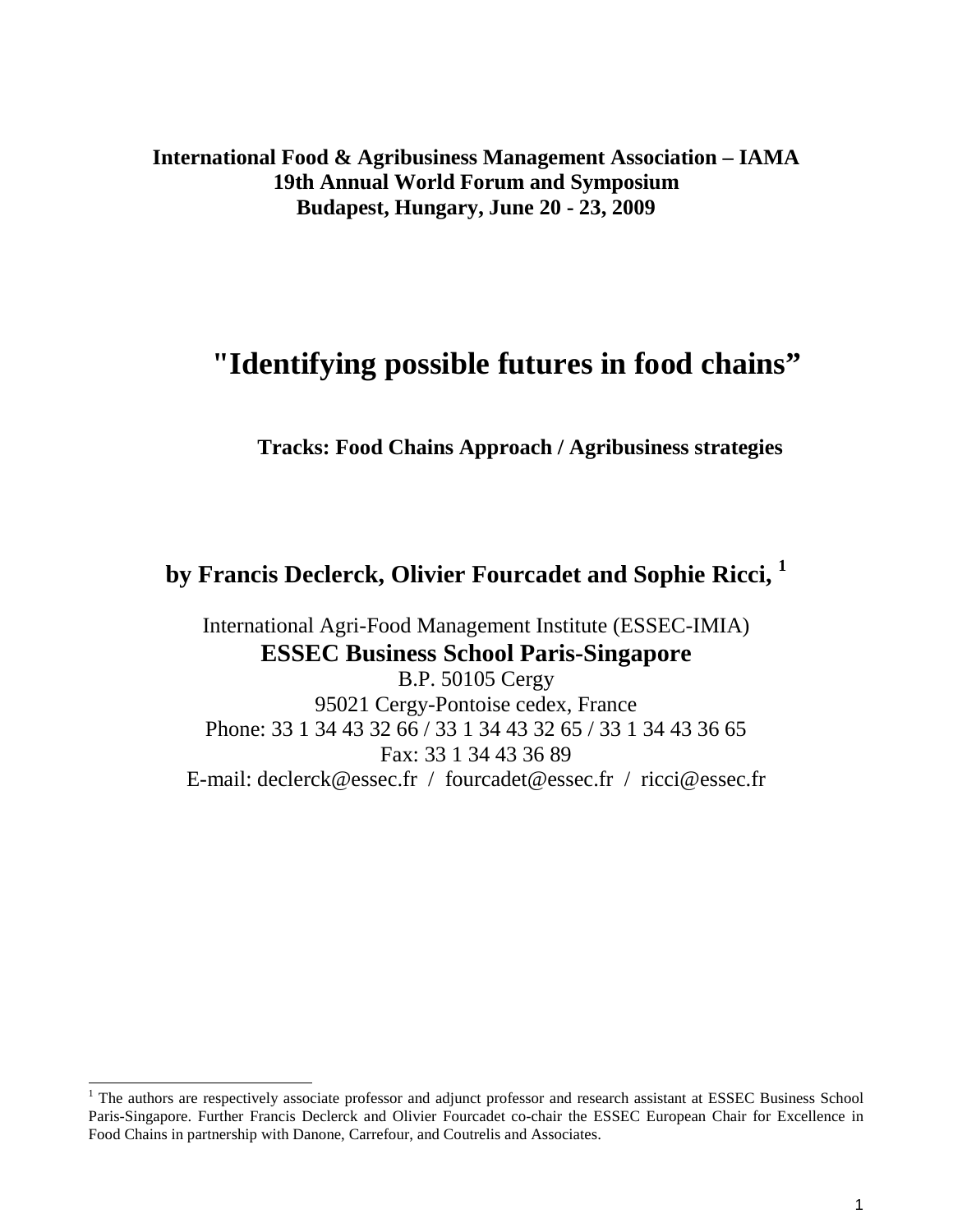**International Food & Agribusiness Management Association – IAMA**
**19th Annual World Forum and Symposium**
**Budapest, Hungary, June 20 - 23, 2009**

# "Identifying possible futures in food chains”

**Tracks: Food Chains Approach / Agribusiness strategies**

## by Francis Declerck, Olivier Fourcadet and Sophie Ricci, [1]

International Agri-Food Management Institute (ESSEC-IMIA)
**ESSEC Business School Paris-Singapore**
B.P. 50105 Cergy
95021 Cergy-Pontoise cedex, France
Phone: 33 1 34 43 32 66 / 33 1 34 43 32 65 / 33 1 34 43 36 65
Fax: 33 1 34 43 36 89
E-mail: declerck@essec.fr / fourcadet@essec.fr / ricci@essec.fr

---

[1] The authors are respectively associate professor and adjunct professor and research assistant at ESSEC Business School Paris-Singapore. Further Francis Declerck and Olivier Fourcadet co-chair the ESSEC European Chair for Excellence in Food Chains in partnership with Danone, Carrefour, and Coutrelis and Associates.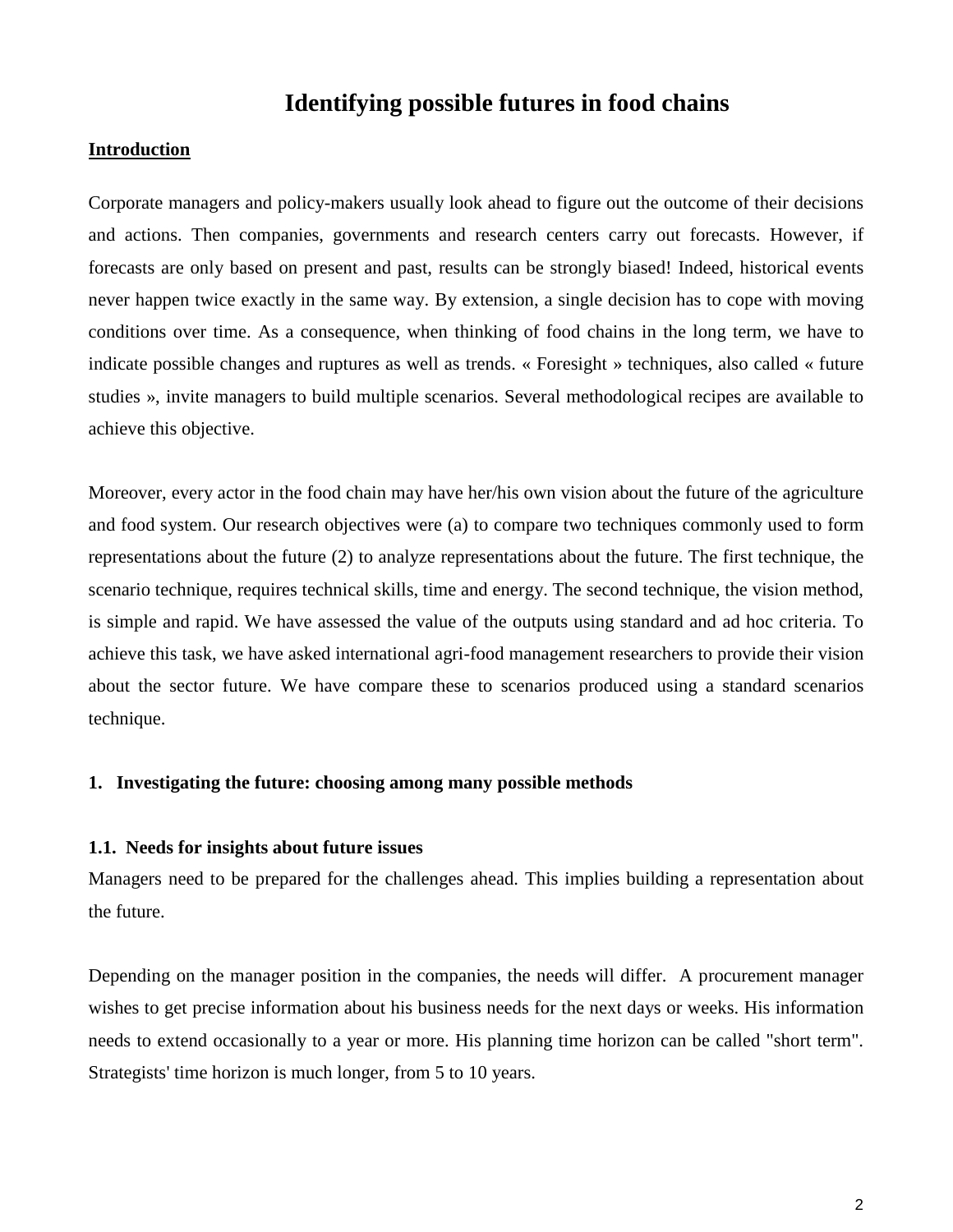# Identifying possible futures in food chains

**Introduction**

Corporate managers and policy-makers usually look ahead to figure out the outcome of their decisions and actions. Then companies, governments and research centers carry out forecasts. However, if forecasts are only based on present and past, results can be strongly biased! Indeed, historical events never happen twice exactly in the same way. By extension, a single decision has to cope with moving conditions over time. As a consequence, when thinking of food chains in the long term, we have to indicate possible changes and ruptures as well as trends. « Foresight » techniques, also called « future studies », invite managers to build multiple scenarios. Several methodological recipes are available to achieve this objective.

Moreover, every actor in the food chain may have her/his own vision about the future of the agriculture and food system. Our research objectives were (a) to compare two techniques commonly used to form representations about the future (2) to analyze representations about the future. The first technique, the scenario technique, requires technical skills, time and energy. The second technique, the vision method, is simple and rapid. We have assessed the value of the outputs using standard and ad hoc criteria. To achieve this task, we have asked international agri-food management researchers to provide their vision about the sector future. We have compare these to scenarios produced using a standard scenarios technique.

## 1. Investigating the future: choosing among many possible methods

### 1.1. Needs for insights about future issues

Managers need to be prepared for the challenges ahead. This implies building a representation about the future.

Depending on the manager position in the companies, the needs will differ. A procurement manager wishes to get precise information about his business needs for the next days or weeks. His information needs to extend occasionally to a year or more. His planning time horizon can be called "short term". Strategists' time horizon is much longer, from 5 to 10 years.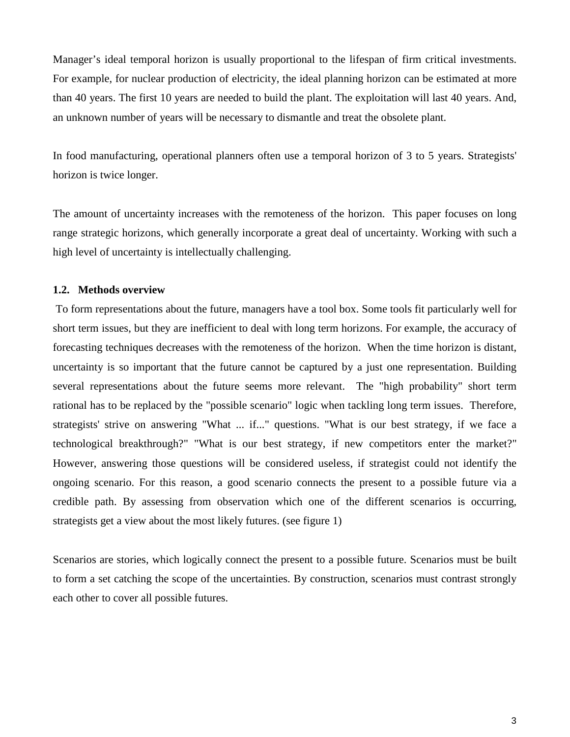Manager's ideal temporal horizon is usually proportional to the lifespan of firm critical investments. For example, for nuclear production of electricity, the ideal planning horizon can be estimated at more than 40 years. The first 10 years are needed to build the plant. The exploitation will last 40 years. And, an unknown number of years will be necessary to dismantle and treat the obsolete plant.

In food manufacturing, operational planners often use a temporal horizon of 3 to 5 years. Strategists' horizon is twice longer.

The amount of uncertainty increases with the remoteness of the horizon. This paper focuses on long range strategic horizons, which generally incorporate a great deal of uncertainty. Working with such a high level of uncertainty is intellectually challenging.

### 1.2. Methods overview

To form representations about the future, managers have a tool box. Some tools fit particularly well for short term issues, but they are inefficient to deal with long term horizons. For example, the accuracy of forecasting techniques decreases with the remoteness of the horizon. When the time horizon is distant, uncertainty is so important that the future cannot be captured by a just one representation. Building several representations about the future seems more relevant. The "high probability" short term rational has to be replaced by the "possible scenario" logic when tackling long term issues. Therefore, strategists' strive on answering "What ... if..." questions. "What is our best strategy, if we face a technological breakthrough?" "What is our best strategy, if new competitors enter the market?" However, answering those questions will be considered useless, if strategist could not identify the ongoing scenario. For this reason, a good scenario connects the present to a possible future via a credible path. By assessing from observation which one of the different scenarios is occurring, strategists get a view about the most likely futures. (see figure 1)

Scenarios are stories, which logically connect the present to a possible future. Scenarios must be built to form a set catching the scope of the uncertainties. By construction, scenarios must contrast strongly each other to cover all possible futures.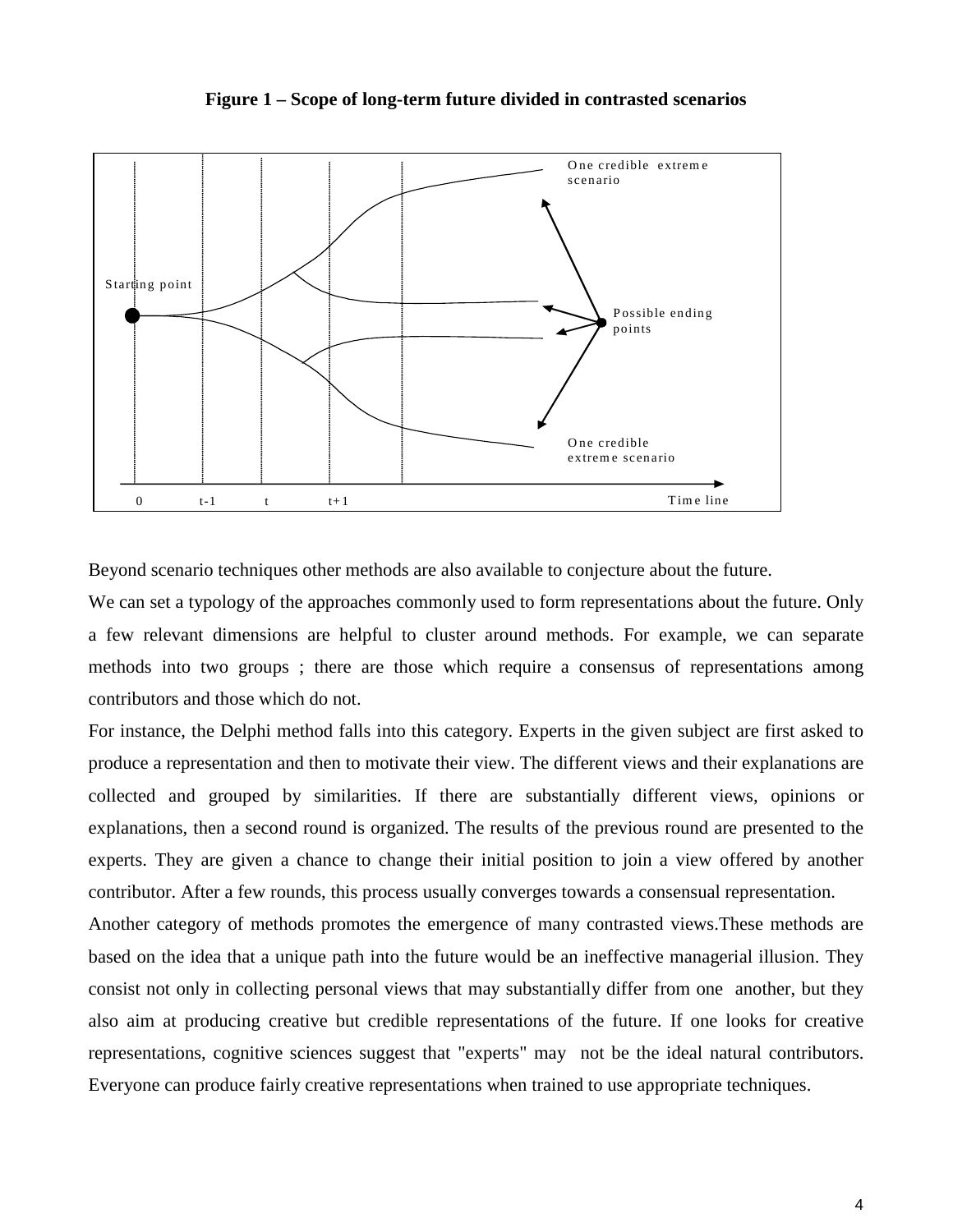**Figure 1 – Scope of long-term future divided in contrasted scenarios**

Beyond scenario techniques other methods are also available to conjecture about the future.

We can set a typology of the approaches commonly used to form representations about the future. Only a few relevant dimensions are helpful to cluster around methods. For example, we can separate methods into two groups ; there are those which require a consensus of representations among contributors and those which do not.

For instance, the Delphi method falls into this category. Experts in the given subject are first asked to produce a representation and then to motivate their view. The different views and their explanations are collected and grouped by similarities. If there are substantially different views, opinions or explanations, then a second round is organized. The results of the previous round are presented to the experts. They are given a chance to change their initial position to join a view offered by another contributor. After a few rounds, this process usually converges towards a consensual representation.

Another category of methods promotes the emergence of many contrasted views.These methods are based on the idea that a unique path into the future would be an ineffective managerial illusion. They consist not only in collecting personal views that may substantially differ from one another, but they also aim at producing creative but credible representations of the future. If one looks for creative representations, cognitive sciences suggest that "experts" may not be the ideal natural contributors. Everyone can produce fairly creative representations when trained to use appropriate techniques.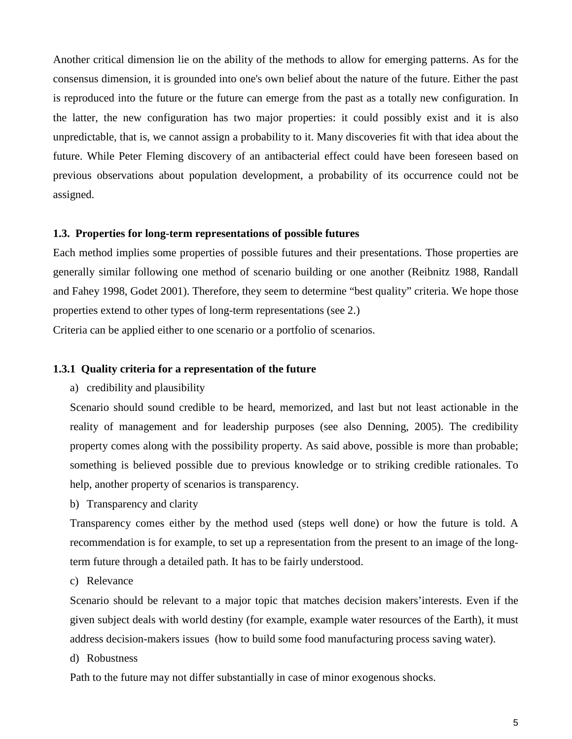Another critical dimension lie on the ability of the methods to allow for emerging patterns. As for the consensus dimension, it is grounded into one's own belief about the nature of the future. Either the past is reproduced into the future or the future can emerge from the past as a totally new configuration. In the latter, the new configuration has two major properties: it could possibly exist and it is also unpredictable, that is, we cannot assign a probability to it. Many discoveries fit with that idea about the future. While Peter Fleming discovery of an antibacterial effect could have been foreseen based on previous observations about population development, a probability of its occurrence could not be assigned.

### 1.3. Properties for long-term representations of possible futures

Each method implies some properties of possible futures and their presentations. Those properties are generally similar following one method of scenario building or one another (Reibnitz 1988, Randall and Fahey 1998, Godet 2001). Therefore, they seem to determine "best quality" criteria. We hope those properties extend to other types of long-term representations (see 2.)

Criteria can be applied either to one scenario or a portfolio of scenarios.

#### 1.3.1 Quality criteria for a representation of the future

a) credibility and plausibility

Scenario should sound credible to be heard, memorized, and last but not least actionable in the reality of management and for leadership purposes (see also Denning, 2005). The credibility property comes along with the possibility property. As said above, possible is more than probable; something is believed possible due to previous knowledge or to striking credible rationales. To help, another property of scenarios is transparency.

b) Transparency and clarity

Transparency comes either by the method used (steps well done) or how the future is told. A recommendation is for example, to set up a representation from the present to an image of the long-term future through a detailed path. It has to be fairly understood.

c) Relevance

Scenario should be relevant to a major topic that matches decision makers'interests. Even if the given subject deals with world destiny (for example, example water resources of the Earth), it must address decision-makers issues (how to build some food manufacturing process saving water).

d) Robustness

Path to the future may not differ substantially in case of minor exogenous shocks.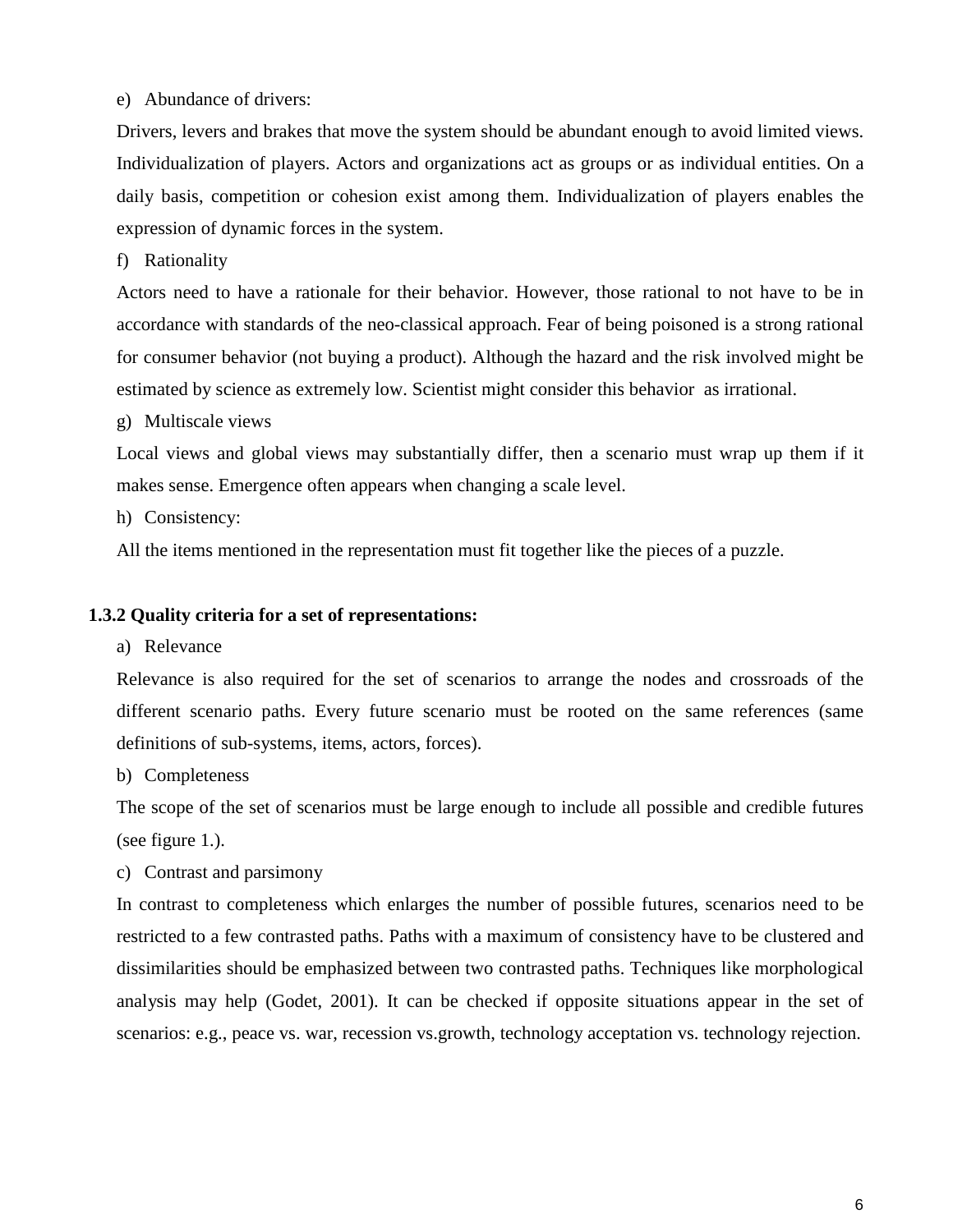e) Abundance of drivers:

Drivers, levers and brakes that move the system should be abundant enough to avoid limited views. Individualization of players. Actors and organizations act as groups or as individual entities. On a daily basis, competition or cohesion exist among them. Individualization of players enables the expression of dynamic forces in the system.

f) Rationality

Actors need to have a rationale for their behavior. However, those rational to not have to be in accordance with standards of the neo-classical approach. Fear of being poisoned is a strong rational for consumer behavior (not buying a product). Although the hazard and the risk involved might be estimated by science as extremely low. Scientist might consider this behavior as irrational.

g) Multiscale views

Local views and global views may substantially differ, then a scenario must wrap up them if it makes sense. Emergence often appears when changing a scale level.

h) Consistency:

All the items mentioned in the representation must fit together like the pieces of a puzzle.

### 1.3.2 Quality criteria for a set of representations:

a) Relevance

Relevance is also required for the set of scenarios to arrange the nodes and crossroads of the different scenario paths. Every future scenario must be rooted on the same references (same definitions of sub-systems, items, actors, forces).

b) Completeness

The scope of the set of scenarios must be large enough to include all possible and credible futures (see figure 1.).

c) Contrast and parsimony

In contrast to completeness which enlarges the number of possible futures, scenarios need to be restricted to a few contrasted paths. Paths with a maximum of consistency have to be clustered and dissimilarities should be emphasized between two contrasted paths. Techniques like morphological analysis may help (Godet, 2001). It can be checked if opposite situations appear in the set of scenarios: e.g., peace vs. war, recession vs.growth, technology acceptation vs. technology rejection.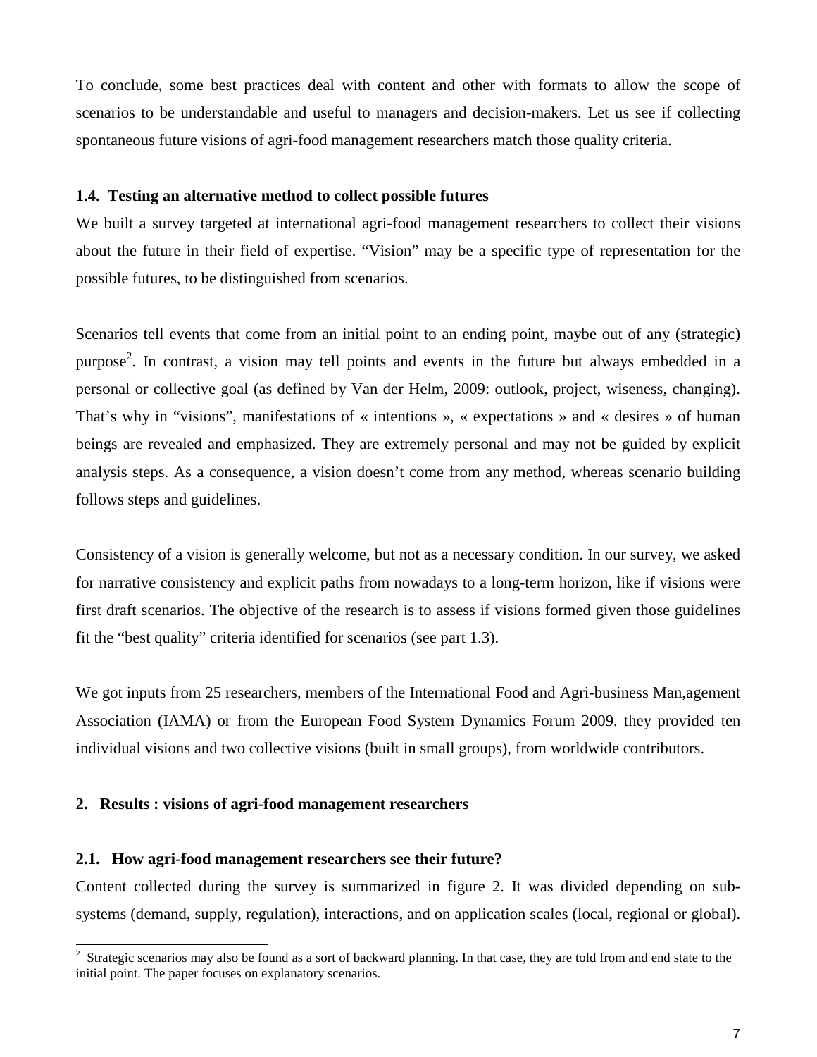To conclude, some best practices deal with content and other with formats to allow the scope of scenarios to be understandable and useful to managers and decision-makers. Let us see if collecting spontaneous future visions of agri-food management researchers match those quality criteria.

### 1.4. Testing an alternative method to collect possible futures

We built a survey targeted at international agri-food management researchers to collect their visions about the future in their field of expertise. "Vision" may be a specific type of representation for the possible futures, to be distinguished from scenarios.

Scenarios tell events that come from an initial point to an ending point, maybe out of any (strategic) purpose[2]. In contrast, a vision may tell points and events in the future but always embedded in a personal or collective goal (as defined by Van der Helm, 2009: outlook, project, wiseness, changing). That's why in "visions", manifestations of « intentions », « expectations » and « desires » of human beings are revealed and emphasized. They are extremely personal and may not be guided by explicit analysis steps. As a consequence, a vision doesn't come from any method, whereas scenario building follows steps and guidelines.

Consistency of a vision is generally welcome, but not as a necessary condition. In our survey, we asked for narrative consistency and explicit paths from nowadays to a long-term horizon, like if visions were first draft scenarios. The objective of the research is to assess if visions formed given those guidelines fit the "best quality" criteria identified for scenarios (see part 1.3).

We got inputs from 25 researchers, members of the International Food and Agri-business Man,agement Association (IAMA) or from the European Food System Dynamics Forum 2009. they provided ten individual visions and two collective visions (built in small groups), from worldwide contributors.

## 2. Results : visions of agri-food management researchers

### 2.1. How agri-food management researchers see their future?

Content collected during the survey is summarized in figure 2. It was divided depending on sub-systems (demand, supply, regulation), interactions, and on application scales (local, regional or global).

[2] Strategic scenarios may also be found as a sort of backward planning. In that case, they are told from and end state to the initial point. The paper focuses on explanatory scenarios.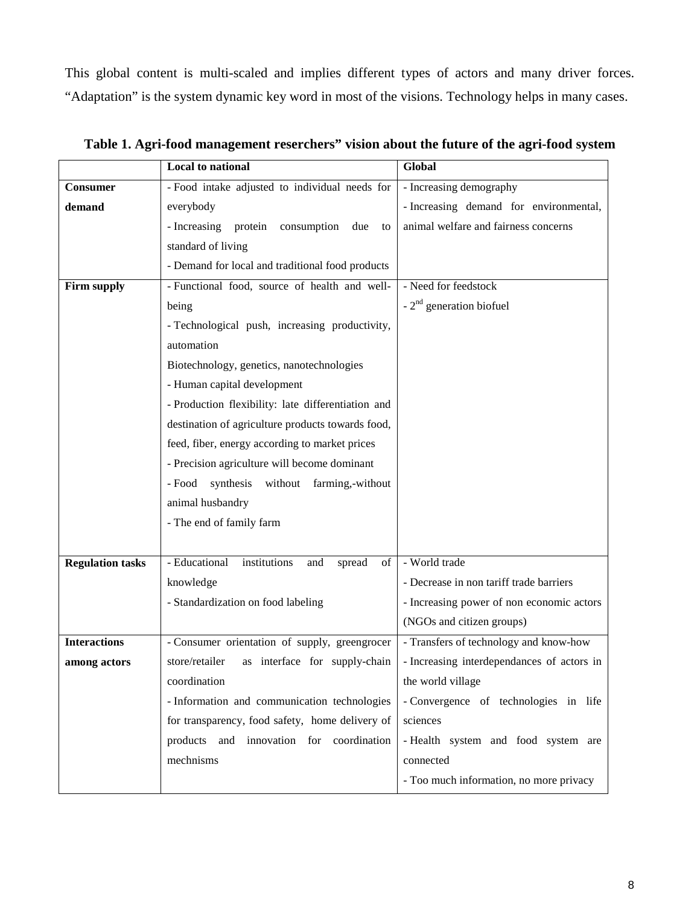This global content is multi-scaled and implies different types of actors and many driver forces. “Adaptation” is the system dynamic key word in most of the visions. Technology helps in many cases.

**Table 1. Agri-food management reserchers” vision about the future of the agri-food system**

| | **Local to national** | **Global** |
|---|---|---|
| **Consumer demand** | - Food intake adjusted to individual needs for everybody<br>- Increasing protein consumption due to standard of living<br>- Demand for local and traditional food products | - Increasing demography<br>- Increasing demand for environmental, animal welfare and fairness concerns |
| **Firm supply** | - Functional food, source of health and well-being<br>- Technological push, increasing productivity, automation<br>Biotechnology, genetics, nanotechnologies<br>- Human capital development<br>- Production flexibility: late differentiation and destination of agriculture products towards food, feed, fiber, energy according to market prices<br>- Precision agriculture will become dominant<br>- Food synthesis without farming,-without animal husbandry<br>- The end of family farm | - Need for feedstock<br>- 2nd generation biofuel |
| **Regulation tasks** | - Educational institutions and spread of knowledge<br>- Standardization on food labeling | - World trade<br>- Decrease in non tariff trade barriers<br>- Increasing power of non economic actors (NGOs and citizen groups) |
| **Interactions among actors** | - Consumer orientation of supply, greengrocer store/retailer as interface for supply-chain coordination<br>- Information and communication technologies for transparency, food safety, home delivery of products and innovation for coordination mechnisms | - Transfers of technology and know-how<br>- Increasing interdependances of actors in the world village<br>- Convergence of technologies in life sciences<br>- Health system and food system are connected<br>- Too much information, no more privacy |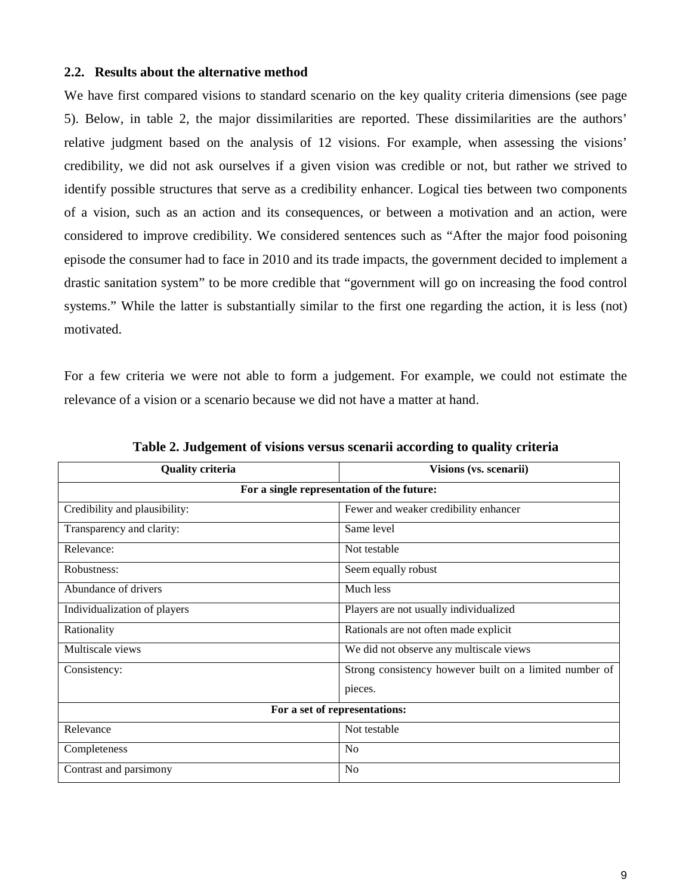### 2.2. Results about the alternative method

We have first compared visions to standard scenario on the key quality criteria dimensions (see page 5). Below, in table 2, the major dissimilarities are reported. These dissimilarities are the authors' relative judgment based on the analysis of 12 visions. For example, when assessing the visions' credibility, we did not ask ourselves if a given vision was credible or not, but rather we strived to identify possible structures that serve as a credibility enhancer. Logical ties between two components of a vision, such as an action and its consequences, or between a motivation and an action, were considered to improve credibility. We considered sentences such as "After the major food poisoning episode the consumer had to face in 2010 and its trade impacts, the government decided to implement a drastic sanitation system" to be more credible that "government will go on increasing the food control systems." While the latter is substantially similar to the first one regarding the action, it is less (not) motivated.

For a few criteria we were not able to form a judgement. For example, we could not estimate the relevance of a vision or a scenario because we did not have a matter at hand.

**Table 2. Judgement of visions versus scenarii according to quality criteria**

| Quality criteria | Visions (vs. scenarii) |
|---|---|
| **For a single representation of the future:** | |
| Credibility and plausibility: | Fewer and weaker credibility enhancer |
| Transparency and clarity: | Same level |
| Relevance: | Not testable |
| Robustness: | Seem equally robust |
| Abundance of drivers | Much less |
| Individualization of players | Players are not usually individualized |
| Rationality | Rationals are not often made explicit |
| Multiscale views | We did not observe any multiscale views |
| Consistency: | Strong consistency however built on a limited number of pieces. |
| **For a set of representations:** | |
| Relevance | Not testable |
| Completeness | No |
| Contrast and parsimony | No |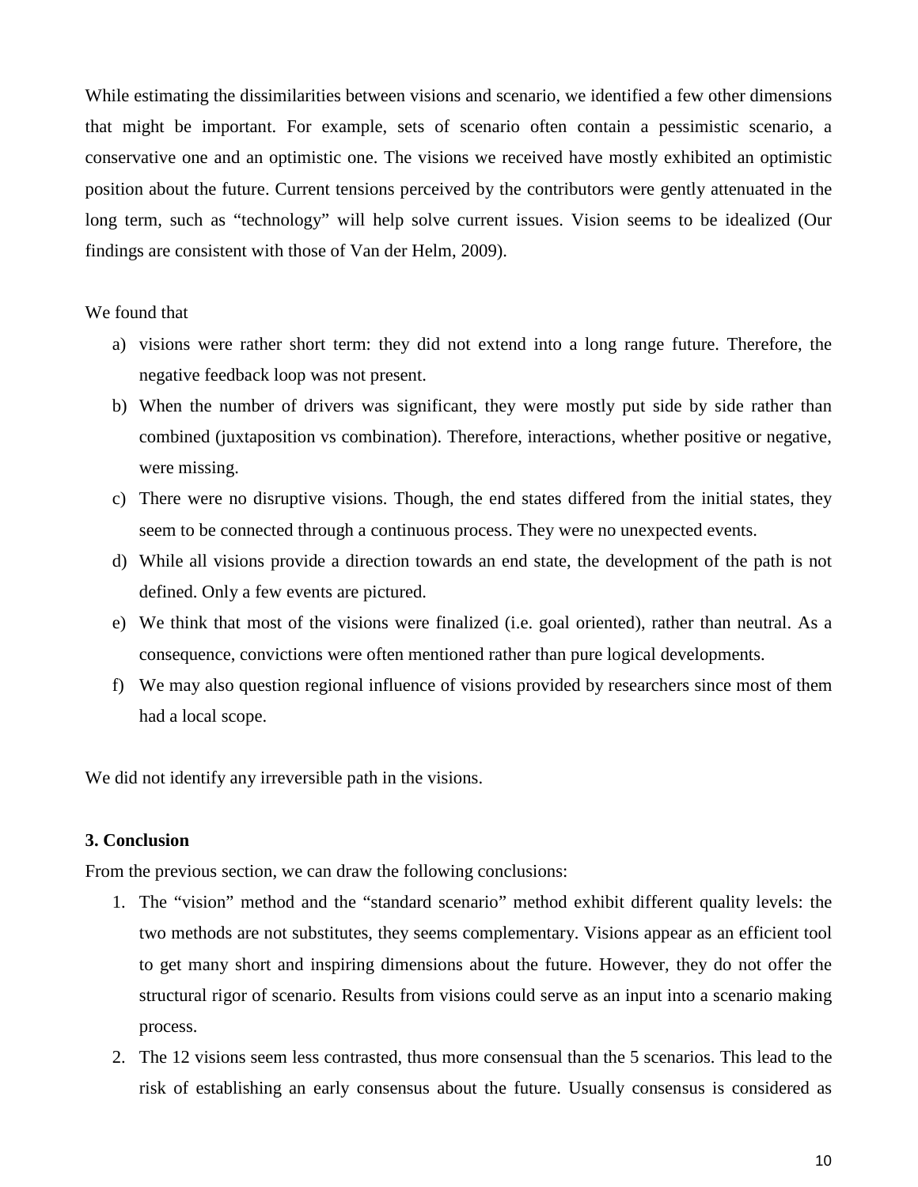While estimating the dissimilarities between visions and scenario, we identified a few other dimensions that might be important. For example, sets of scenario often contain a pessimistic scenario, a conservative one and an optimistic one. The visions we received have mostly exhibited an optimistic position about the future. Current tensions perceived by the contributors were gently attenuated in the long term, such as "technology" will help solve current issues. Vision seems to be idealized (Our findings are consistent with those of Van der Helm, 2009).

We found that

a) visions were rather short term: they did not extend into a long range future. Therefore, the negative feedback loop was not present.
b) When the number of drivers was significant, they were mostly put side by side rather than combined (juxtaposition vs combination). Therefore, interactions, whether positive or negative, were missing.
c) There were no disruptive visions. Though, the end states differed from the initial states, they seem to be connected through a continuous process. They were no unexpected events.
d) While all visions provide a direction towards an end state, the development of the path is not defined. Only a few events are pictured.
e) We think that most of the visions were finalized (i.e. goal oriented), rather than neutral. As a consequence, convictions were often mentioned rather than pure logical developments.
f) We may also question regional influence of visions provided by researchers since most of them had a local scope.

We did not identify any irreversible path in the visions.

### 3. Conclusion

From the previous section, we can draw the following conclusions:

1. The "vision" method and the "standard scenario" method exhibit different quality levels: the two methods are not substitutes, they seems complementary. Visions appear as an efficient tool to get many short and inspiring dimensions about the future. However, they do not offer the structural rigor of scenario. Results from visions could serve as an input into a scenario making process.
2. The 12 visions seem less contrasted, thus more consensual than the 5 scenarios. This lead to the risk of establishing an early consensus about the future. Usually consensus is considered as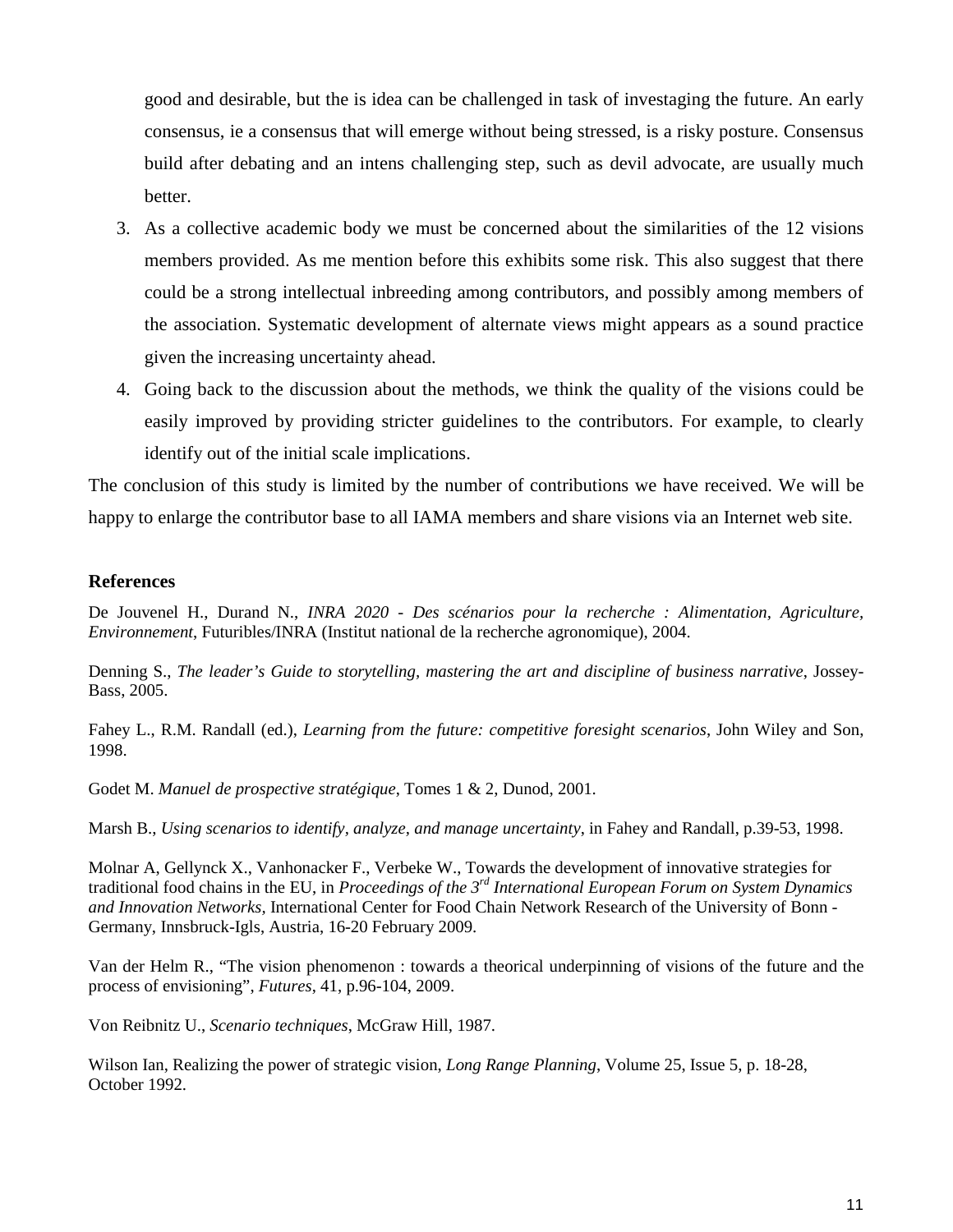good and desirable, but the is idea can be challenged in task of investaging the future. An early consensus, ie a consensus that will emerge without being stressed, is a risky posture. Consensus build after debating and an intens challenging step, such as devil advocate, are usually much better.

3. As a collective academic body we must be concerned about the similarities of the 12 visions members provided. As me mention before this exhibits some risk. This also suggest that there could be a strong intellectual inbreeding among contributors, and possibly among members of the association. Systematic development of alternate views might appears as a sound practice given the increasing uncertainty ahead.
4. Going back to the discussion about the methods, we think the quality of the visions could be easily improved by providing stricter guidelines to the contributors. For example, to clearly identify out of the initial scale implications.

The conclusion of this study is limited by the number of contributions we have received. We will be happy to enlarge the contributor base to all IAMA members and share visions via an Internet web site.

## References

De Jouvenel H., Durand N., *INRA 2020 - Des scénarios pour la recherche : Alimentation, Agriculture, Environnement*, Futuribles/INRA (Institut national de la recherche agronomique), 2004.

Denning S., *The leader's Guide to storytelling, mastering the art and discipline of business narrative*, Jossey-Bass, 2005.

Fahey L., R.M. Randall (ed.), *Learning from the future: competitive foresight scenarios*, John Wiley and Son, 1998.

Godet M. *Manuel de prospective stratégique*, Tomes 1 & 2, Dunod, 2001.

Marsh B., *Using scenarios to identify, analyze, and manage uncertainty*, in Fahey and Randall, p.39-53, 1998.

Molnar A, Gellynck X., Vanhonacker F., Verbeke W., Towards the development of innovative strategies for traditional food chains in the EU, in *Proceedings of the 3rd International European Forum on System Dynamics and Innovation Networks*, International Center for Food Chain Network Research of the University of Bonn - Germany, Innsbruck-Igls, Austria, 16-20 February 2009.

Van der Helm R., "The vision phenomenon : towards a theorical underpinning of visions of the future and the process of envisioning", *Futures*, 41, p.96-104, 2009.

Von Reibnitz U., *Scenario techniques*, McGraw Hill, 1987.

Wilson Ian, Realizing the power of strategic vision, *Long Range Planning*, Volume 25, Issue 5, p. 18-28, October 1992.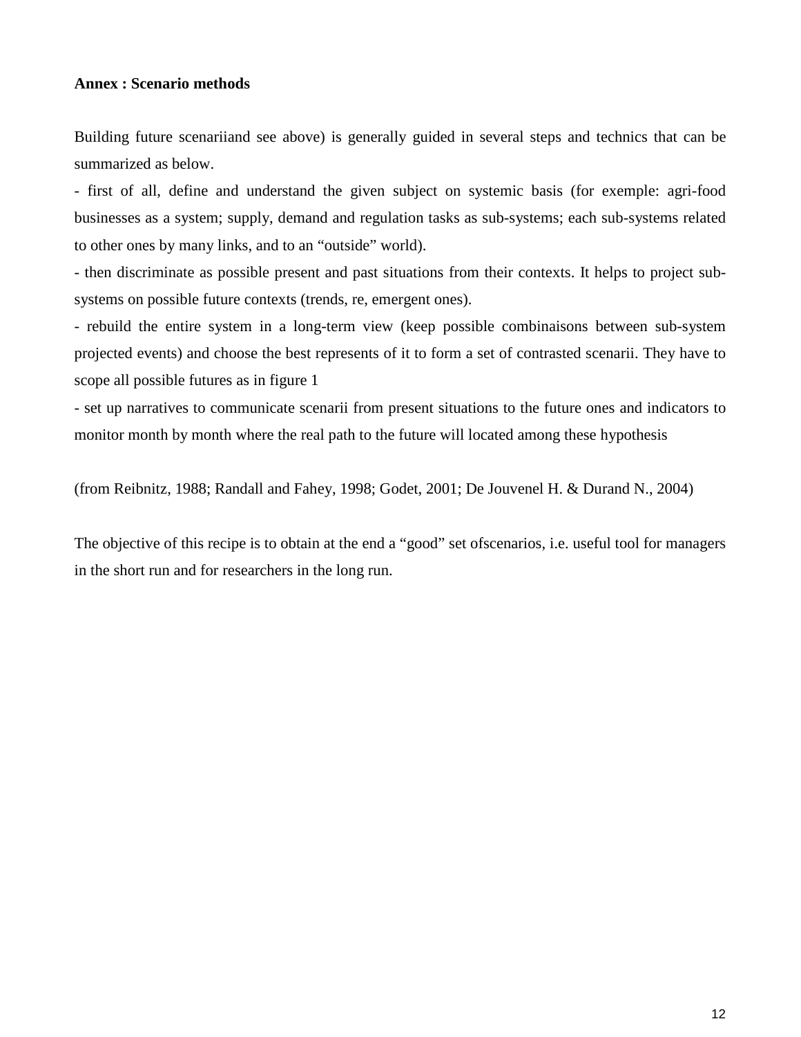**Annex : Scenario methods**

Building future scenariiand see above) is generally guided in several steps and technics that can be summarized as below.

- first of all, define and understand the given subject on systemic basis (for exemple: agri-food businesses as a system; supply, demand and regulation tasks as sub-systems; each sub-systems related to other ones by many links, and to an "outside" world).
- then discriminate as possible present and past situations from their contexts. It helps to project sub-systems on possible future contexts (trends, re, emergent ones).
- rebuild the entire system in a long-term view (keep possible combinaisons between sub-system projected events) and choose the best represents of it to form a set of contrasted scenarii. They have to scope all possible futures as in figure 1
- set up narratives to communicate scenarii from present situations to the future ones and indicators to monitor month by month where the real path to the future will located among these hypothesis

(from Reibnitz, 1988; Randall and Fahey, 1998; Godet, 2001; De Jouvenel H. & Durand N., 2004)

The objective of this recipe is to obtain at the end a "good" set ofscenarios, i.e. useful tool for managers in the short run and for researchers in the long run.